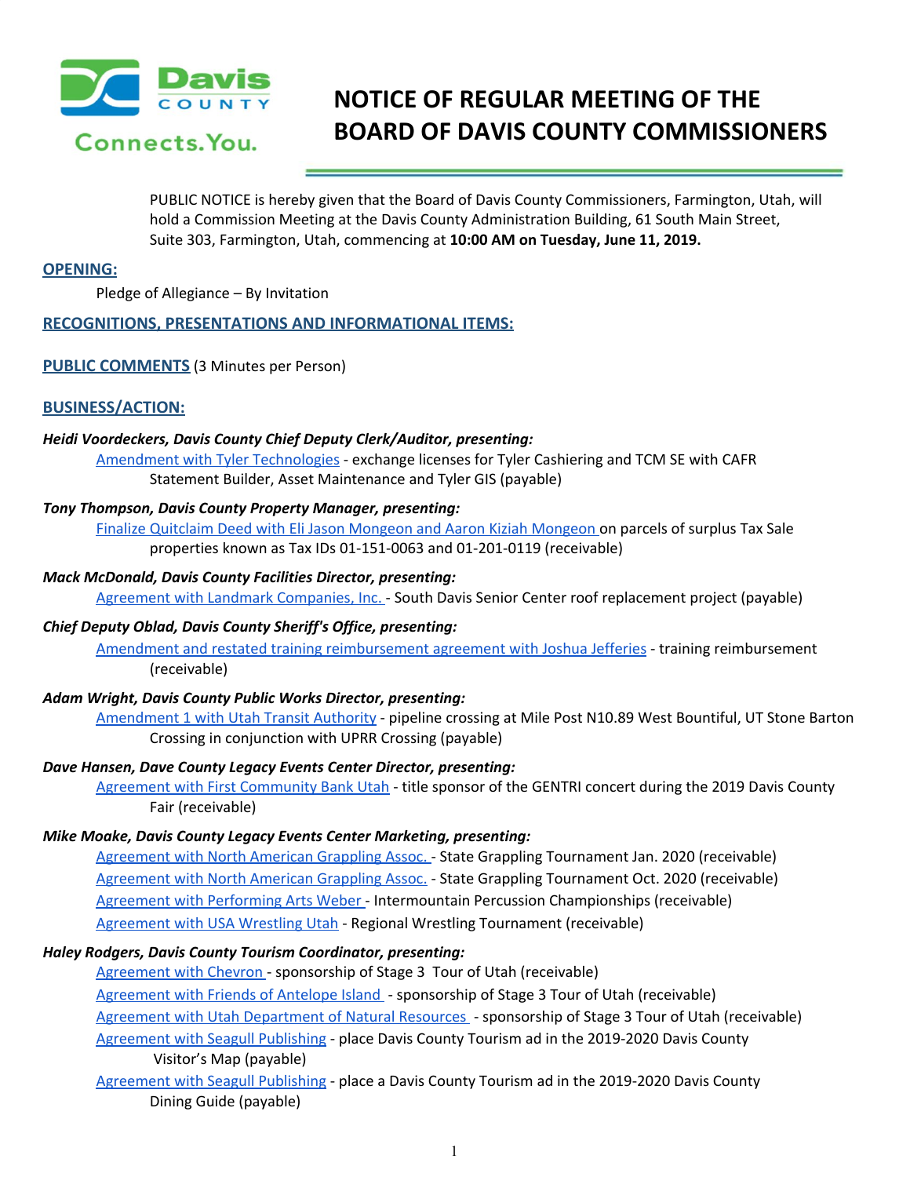# NOTICE OF REGULAR MEETING OF THE BOARD OF DAVIS COUNTY COMMISSIONERS

PUBLIC NOTICE is hereby given that the Board of Davis County Commissioners, Farmington, Utah, will hold a Commission Meeting at the Davis County Administration Building, 61 South Main Street, Suite 303, Farmington, Utah, commencing at **10:00 AM on Tuesday, June 11, 2019.**

## OPENING:

Pledge of Allegiance – By Invitation

## RECOGNITIONS, PRESENTATIONS AND INFORMATIONAL ITEMS:

## PUBLIC COMMENTS (3 Minutes per Person)

## BUSINESS/ACTION:

***Heidi Voordeckers, Davis County Chief Deputy Clerk/Auditor, presenting:***

Amendment with Tyler Technologies - exchange licenses for Tyler Cashiering and TCM SE with CAFR Statement Builder, Asset Maintenance and Tyler GIS (payable)

***Tony Thompson, Davis County Property Manager, presenting:***

Finalize Quitclaim Deed with Eli Jason Mongeon and Aaron Kiziah Mongeon on parcels of surplus Tax Sale properties known as Tax IDs 01-151-0063 and 01-201-0119 (receivable)

***Mack McDonald, Davis County Facilities Director, presenting:***

Agreement with Landmark Companies, Inc. - South Davis Senior Center roof replacement project (payable)

***Chief Deputy Oblad, Davis County Sheriff's Office, presenting:***

Amendment and restated training reimbursement agreement with Joshua Jefferies - training reimbursement (receivable)

***Adam Wright, Davis County Public Works Director, presenting:***

Amendment 1 with Utah Transit Authority - pipeline crossing at Mile Post N10.89 West Bountiful, UT Stone Barton Crossing in conjunction with UPRR Crossing (payable)

***Dave Hansen, Dave County Legacy Events Center Director, presenting:***

Agreement with First Community Bank Utah - title sponsor of the GENTRI concert during the 2019 Davis County Fair (receivable)

***Mike Moake, Davis County Legacy Events Center Marketing, presenting:***

Agreement with North American Grappling Assoc. - State Grappling Tournament Jan. 2020 (receivable)
Agreement with North American Grappling Assoc. - State Grappling Tournament Oct. 2020 (receivable)
Agreement with Performing Arts Weber - Intermountain Percussion Championships (receivable)
Agreement with USA Wrestling Utah - Regional Wrestling Tournament (receivable)

***Haley Rodgers, Davis County Tourism Coordinator, presenting:***

Agreement with Chevron - sponsorship of Stage 3 Tour of Utah (receivable)
Agreement with Friends of Antelope Island - sponsorship of Stage 3 Tour of Utah (receivable)
Agreement with Utah Department of Natural Resources - sponsorship of Stage 3 Tour of Utah (receivable)
Agreement with Seagull Publishing - place Davis County Tourism ad in the 2019-2020 Davis County Visitor's Map (payable)
Agreement with Seagull Publishing - place a Davis County Tourism ad in the 2019-2020 Davis County Dining Guide (payable)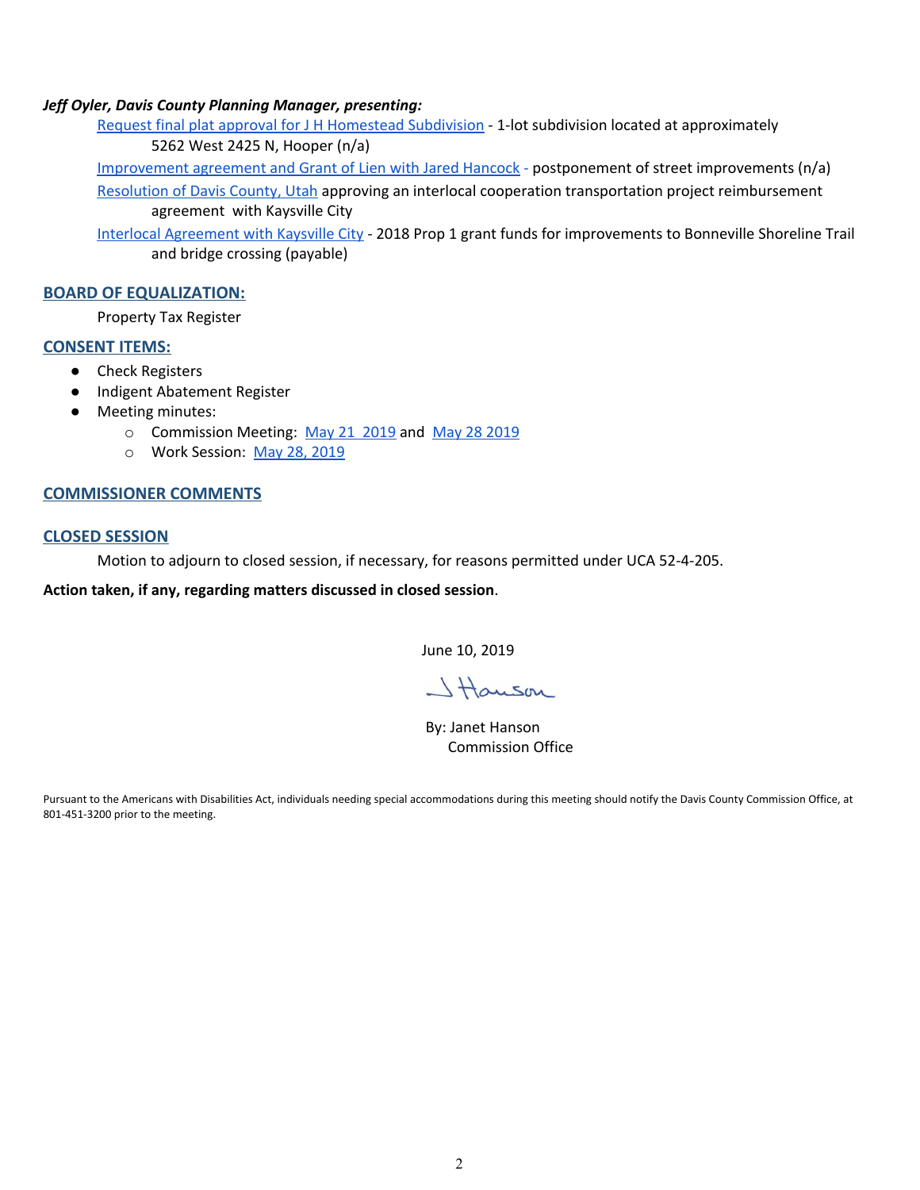***Jeff Oyler, Davis County Planning Manager, presenting:***

Request final plat approval for J H Homestead Subdivision - 1-lot subdivision located at approximately 5262 West 2425 N, Hooper (n/a)

Improvement agreement and Grant of Lien with Jared Hancock - postponement of street improvements (n/a)

Resolution of Davis County, Utah approving an interlocal cooperation transportation project reimbursement agreement with Kaysville City

Interlocal Agreement with Kaysville City - 2018 Prop 1 grant funds for improvements to Bonneville Shoreline Trail and bridge crossing (payable)

## BOARD OF EQUALIZATION:

Property Tax Register

## CONSENT ITEMS:

- Check Registers
- Indigent Abatement Register
- Meeting minutes:
  - Commission Meeting: May 21 2019 and May 28 2019
  - Work Session: May 28, 2019

## COMMISSIONER COMMENTS

## CLOSED SESSION

Motion to adjourn to closed session, if necessary, for reasons permitted under UCA 52-4-205.

**Action taken, if any, regarding matters discussed in closed session**.

June 10, 2019

J Hanson

By: Janet Hanson
Commission Office

Pursuant to the Americans with Disabilities Act, individuals needing special accommodations during this meeting should notify the Davis County Commission Office, at 801-451-3200 prior to the meeting.